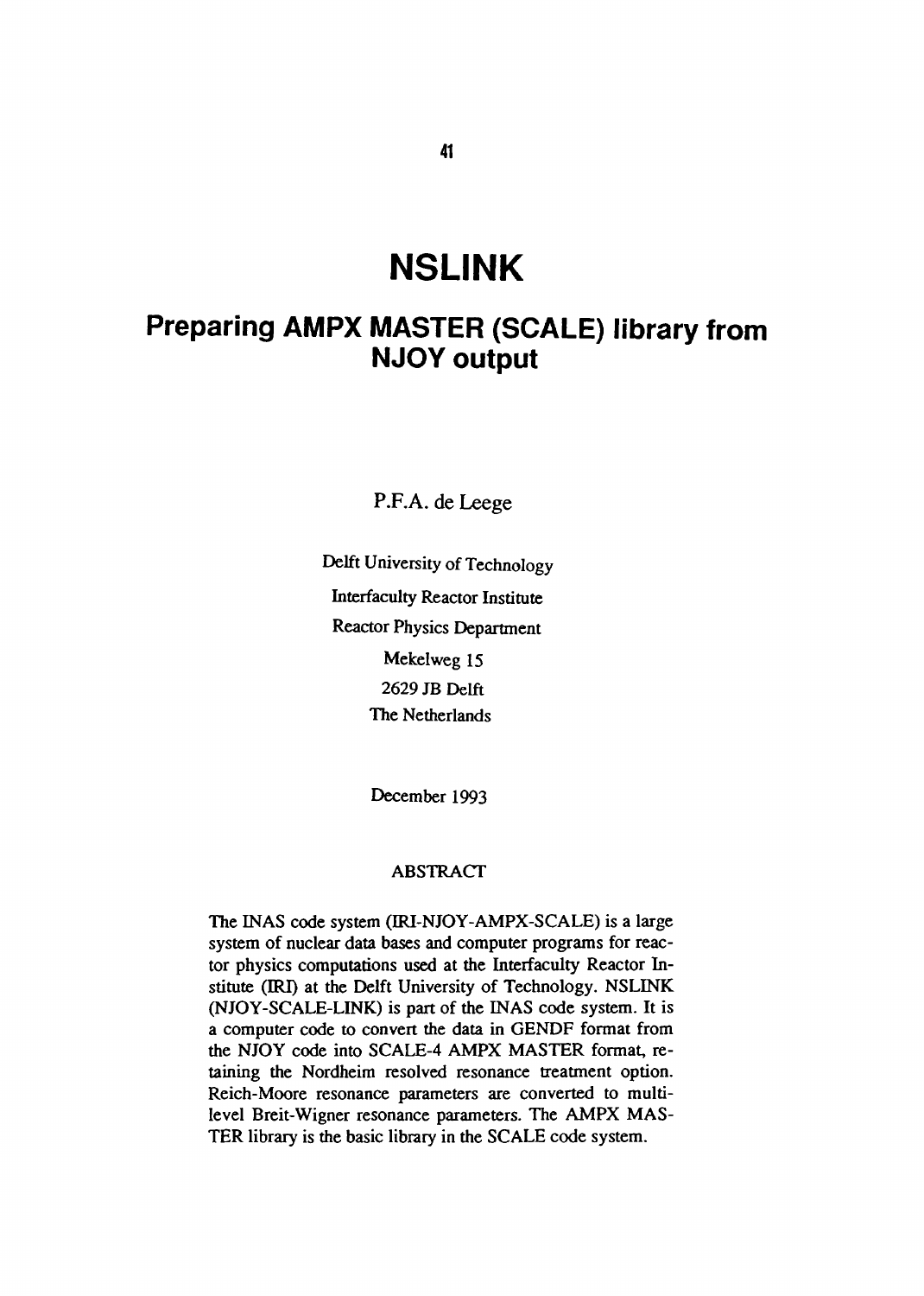# NSLINK

## Preparing AMPX MASTER (SCALE) library from NJOY output

P.F.A. de Leege

Delft University of Technology

Interfaculty Reactor Institute

Reactor Physics Department

Mekelweg 15

2629 JB Delft

The Netherlands

December 1993

### ABSTRACT

The INAS code system (IRI-NJOY-AMPX-SCALE) is a large system of nuclear data bases and computer programs for reactor physics computations used at the Interfaculty Reactor Institute (IRI) at the Delft University of Technology. NSLINK (NJOY-SCALE-LINK) is part of the INAS code system. It is a computer code to convert the data in GENDF format from the NJOY code into SCALE-4 AMPX MASTER format, retaining the Nordheim resolved resonance treatment option. Reich-Moore resonance parameters are converted to multi-level Breit-Wigner resonance parameters. The AMPX MASTER library is the basic library in the SCALE code system.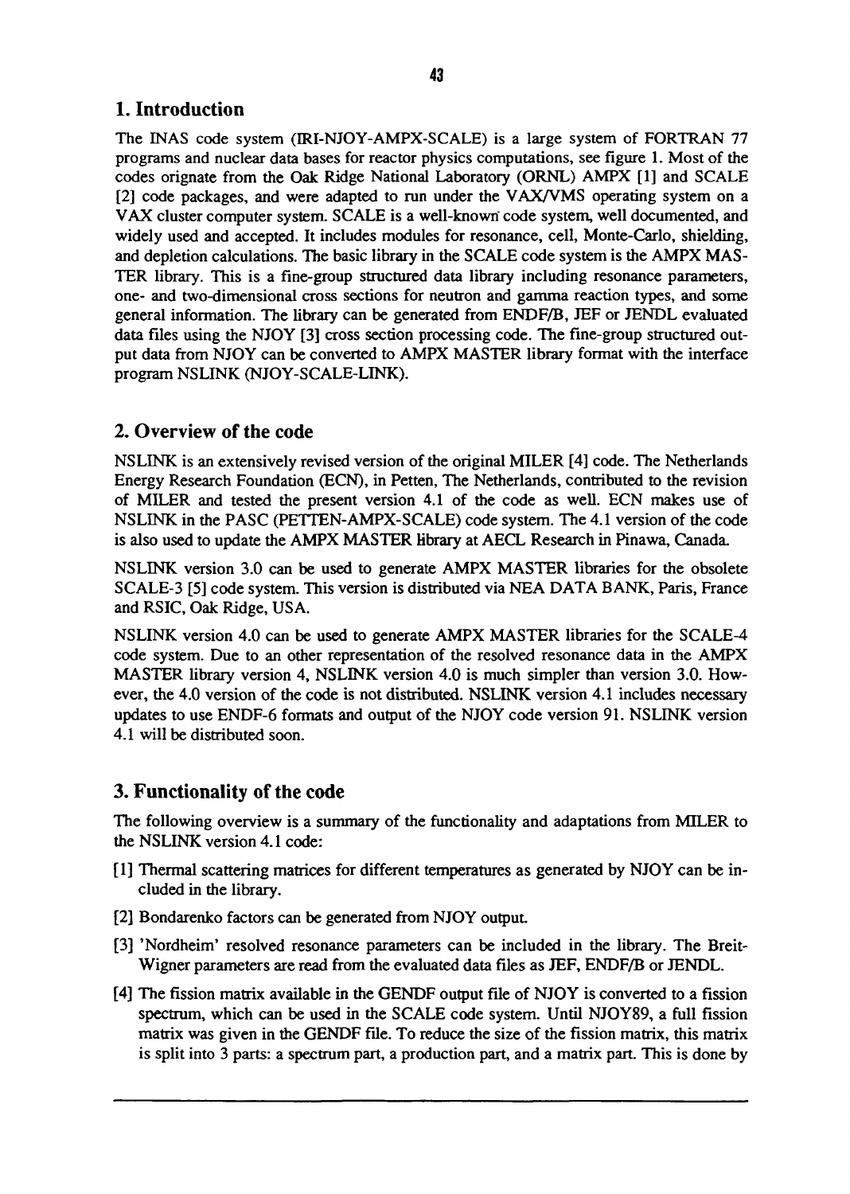## 1. Introduction

The INAS code system (IRI-NJOY-AMPX-SCALE) is a large system of FORTRAN 77 programs and nuclear data bases for reactor physics computations, see figure 1. Most of the codes orignate from the Oak Ridge National Laboratory (ORNL) AMPX [1] and SCALE [2] code packages, and were adapted to run under the VAX/VMS operating system on a VAX cluster computer system. SCALE is a well-known code system, well documented, and widely used and accepted. It includes modules for resonance, cell, Monte-Carlo, shielding, and depletion calculations. The basic library in the SCALE code system is the AMPX MASTER library. This is a fine-group structured data library including resonance parameters, one- and two-dimensional cross sections for neutron and gamma reaction types, and some general information. The library can be generated from ENDF/B, JEF or JENDL evaluated data files using the NJOY [3] cross section processing code. The fine-group structured output data from NJOY can be converted to AMPX MASTER library format with the interface program NSLINK (NJOY-SCALE-LINK).

## 2. Overview of the code

NSLINK is an extensively revised version of the original MILER [4] code. The Netherlands Energy Research Foundation (ECN), in Petten, The Netherlands, contributed to the revision of MILER and tested the present version 4.1 of the code as well. ECN makes use of NSLINK in the PASC (PETTEN-AMPX-SCALE) code system. The 4.1 version of the code is also used to update the AMPX MASTER library at AECL Research in Pinawa, Canada.

NSLINK version 3.0 can be used to generate AMPX MASTER libraries for the obsolete SCALE-3 [5] code system. This version is distributed via NEA DATA BANK, Paris, France and RSIC, Oak Ridge, USA.

NSLINK version 4.0 can be used to generate AMPX MASTER libraries for the SCALE-4 code system. Due to an other representation of the resolved resonance data in the AMPX MASTER library version 4, NSLINK version 4.0 is much simpler than version 3.0. However, the 4.0 version of the code is not distributed. NSLINK version 4.1 includes necessary updates to use ENDF-6 formats and output of the NJOY code version 91. NSLINK version 4.1 will be distributed soon.

## 3. Functionality of the code

The following overview is a summary of the functionality and adaptations from MILER to the NSLINK version 4.1 code:

[1] Thermal scattering matrices for different temperatures as generated by NJOY can be included in the library.

[2] Bondarenko factors can be generated from NJOY output.

[3] 'Nordheim' resolved resonance parameters can be included in the library. The Breit-Wigner parameters are read from the evaluated data files as JEF, ENDF/B or JENDL.

[4] The fission matrix available in the GENDF output file of NJOY is converted to a fission spectrum, which can be used in the SCALE code system. Until NJOY89, a full fission matrix was given in the GENDF file. To reduce the size of the fission matrix, this matrix is split into 3 parts: a spectrum part, a production part, and a matrix part. This is done by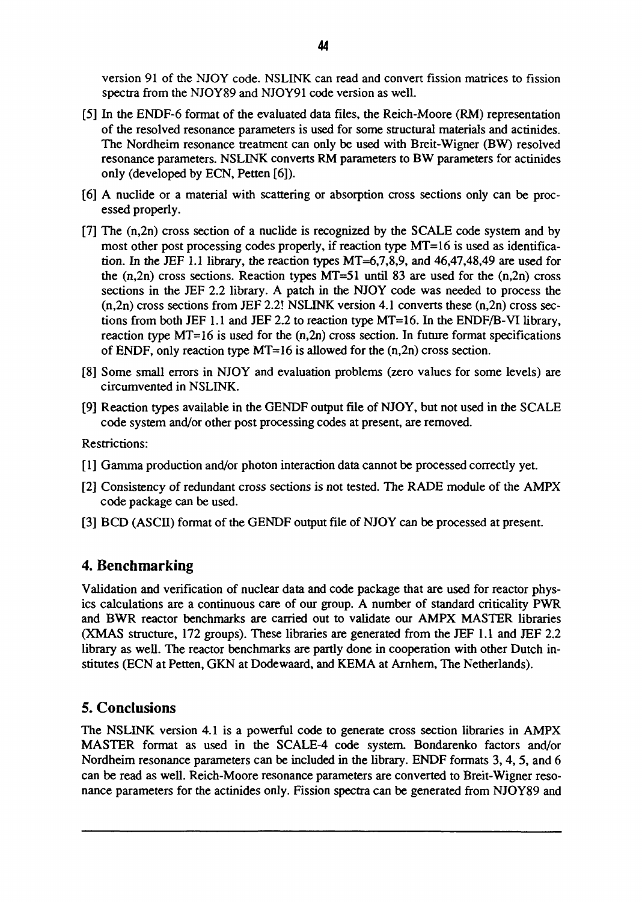version 91 of the NJOY code. NSLINK can read and convert fission matrices to fission spectra from the NJOY89 and NJOY91 code version as well.

[5] In the ENDF-6 format of the evaluated data files, the Reich-Moore (RM) representation of the resolved resonance parameters is used for some structural materials and actinides. The Nordheim resonance treatment can only be used with Breit-Wigner (BW) resolved resonance parameters. NSLINK converts RM parameters to BW parameters for actinides only (developed by ECN, Petten [6]).

[6] A nuclide or a material with scattering or absorption cross sections only can be processed properly.

[7] The (n,2n) cross section of a nuclide is recognized by the SCALE code system and by most other post processing codes properly, if reaction type MT=16 is used as identification. In the JEF 1.1 library, the reaction types MT=6,7,8,9, and 46,47,48,49 are used for the (n,2n) cross sections. Reaction types MT=51 until 83 are used for the (n,2n) cross sections in the JEF 2.2 library. A patch in the NJOY code was needed to process the (n,2n) cross sections from JEF 2.2! NSLINK version 4.1 converts these (n,2n) cross sections from both JEF 1.1 and JEF 2.2 to reaction type MT=16. In the ENDF/B-VI library, reaction type MT=16 is used for the (n,2n) cross section. In future format specifications of ENDF, only reaction type MT=16 is allowed for the (n,2n) cross section.

[8] Some small errors in NJOY and evaluation problems (zero values for some levels) are circumvented in NSLINK.

[9] Reaction types available in the GENDF output file of NJOY, but not used in the SCALE code system and/or other post processing codes at present, are removed.

Restrictions:

[1] Gamma production and/or photon interaction data cannot be processed correctly yet.

[2] Consistency of redundant cross sections is not tested. The RADE module of the AMPX code package can be used.

[3] BCD (ASCII) format of the GENDF output file of NJOY can be processed at present.

## 4. Benchmarking

Validation and verification of nuclear data and code package that are used for reactor physics calculations are a continuous care of our group. A number of standard criticality PWR and BWR reactor benchmarks are carried out to validate our AMPX MASTER libraries (XMAS structure, 172 groups). These libraries are generated from the JEF 1.1 and JEF 2.2 library as well. The reactor benchmarks are partly done in cooperation with other Dutch institutes (ECN at Petten, GKN at Dodewaard, and KEMA at Arnhem, The Netherlands).

## 5. Conclusions

The NSLINK version 4.1 is a powerful code to generate cross section libraries in AMPX MASTER format as used in the SCALE-4 code system. Bondarenko factors and/or Nordheim resonance parameters can be included in the library. ENDF formats 3, 4, 5, and 6 can be read as well. Reich-Moore resonance parameters are converted to Breit-Wigner resonance parameters for the actinides only. Fission spectra can be generated from NJOY89 and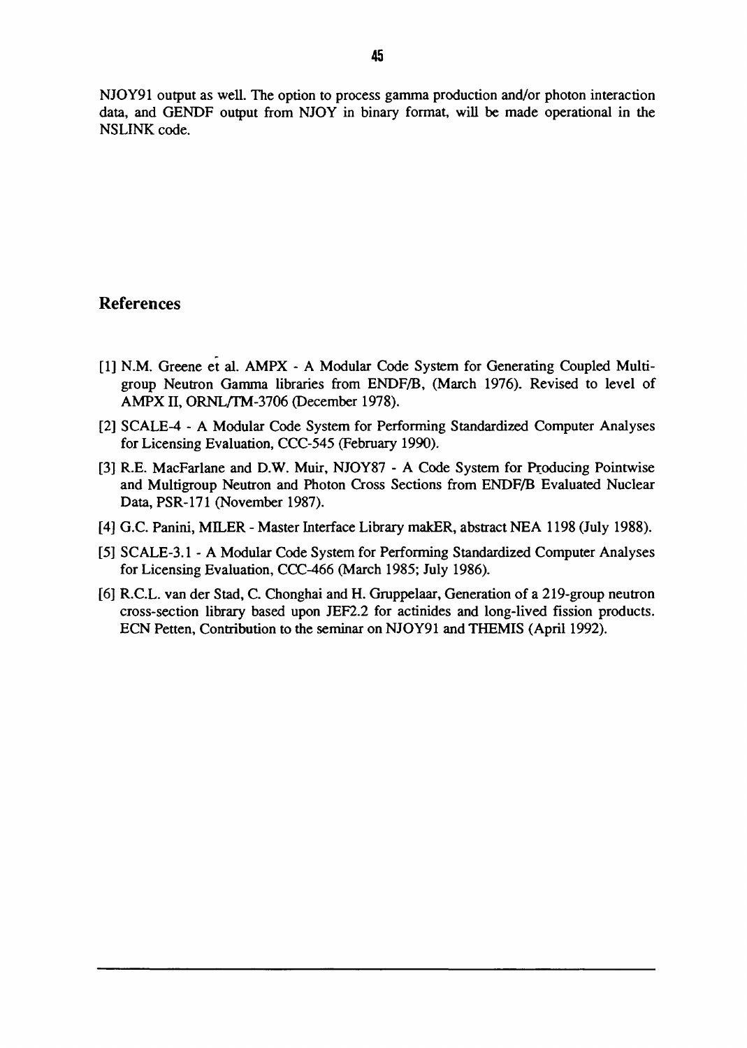NJOY91 output as well. The option to process gamma production and/or photon interaction data, and GENDF output from NJOY in binary format, will be made operational in the NSLINK code.

## References

[1] N.M. Greene et al. AMPX - A Modular Code System for Generating Coupled Multigroup Neutron Gamma libraries from ENDF/B, (March 1976). Revised to level of AMPX II, ORNL/TM-3706 (December 1978).

[2] SCALE-4 - A Modular Code System for Performing Standardized Computer Analyses for Licensing Evaluation, CCC-545 (February 1990).

[3] R.E. MacFarlane and D.W. Muir, NJOY87 - A Code System for Producing Pointwise and Multigroup Neutron and Photon Cross Sections from ENDF/B Evaluated Nuclear Data, PSR-171 (November 1987).

[4] G.C. Panini, MILER - Master Interface Library makER, abstract NEA 1198 (July 1988).

[5] SCALE-3.1 - A Modular Code System for Performing Standardized Computer Analyses for Licensing Evaluation, CCC-466 (March 1985; July 1986).

[6] R.C.L. van der Stad, C. Chonghai and H. Gruppelaar, Generation of a 219-group neutron cross-section library based upon JEF2.2 for actinides and long-lived fission products. ECN Petten, Contribution to the seminar on NJOY91 and THEMIS (April 1992).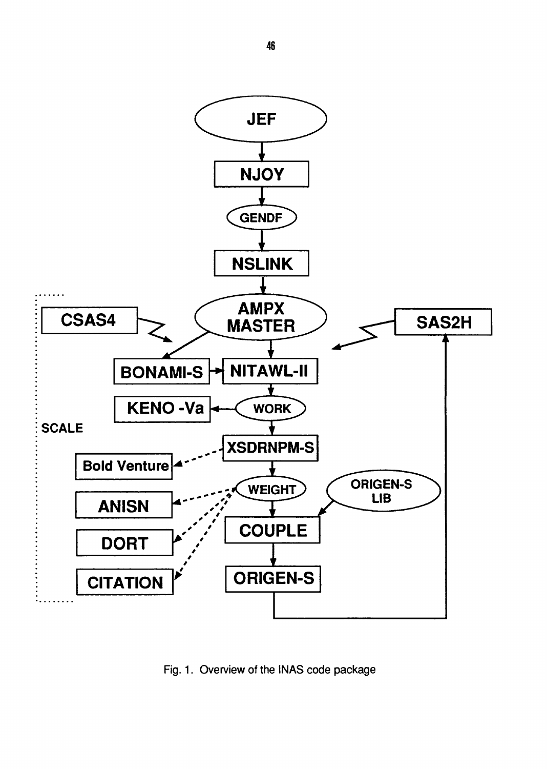JEF

NJOY

GENDF

NSLINK

AMPX MASTER

CSAS4

SAS2H

BONAMI-S

NITAWL-II

KENO -Va

WORK

SCALE

XSDRNPM-S

Bold Venture

WEIGHT

ORIGEN-S LIB

ANISN

COUPLE

DORT

CITATION

ORIGEN-S

Fig. 1. Overview of the INAS code package